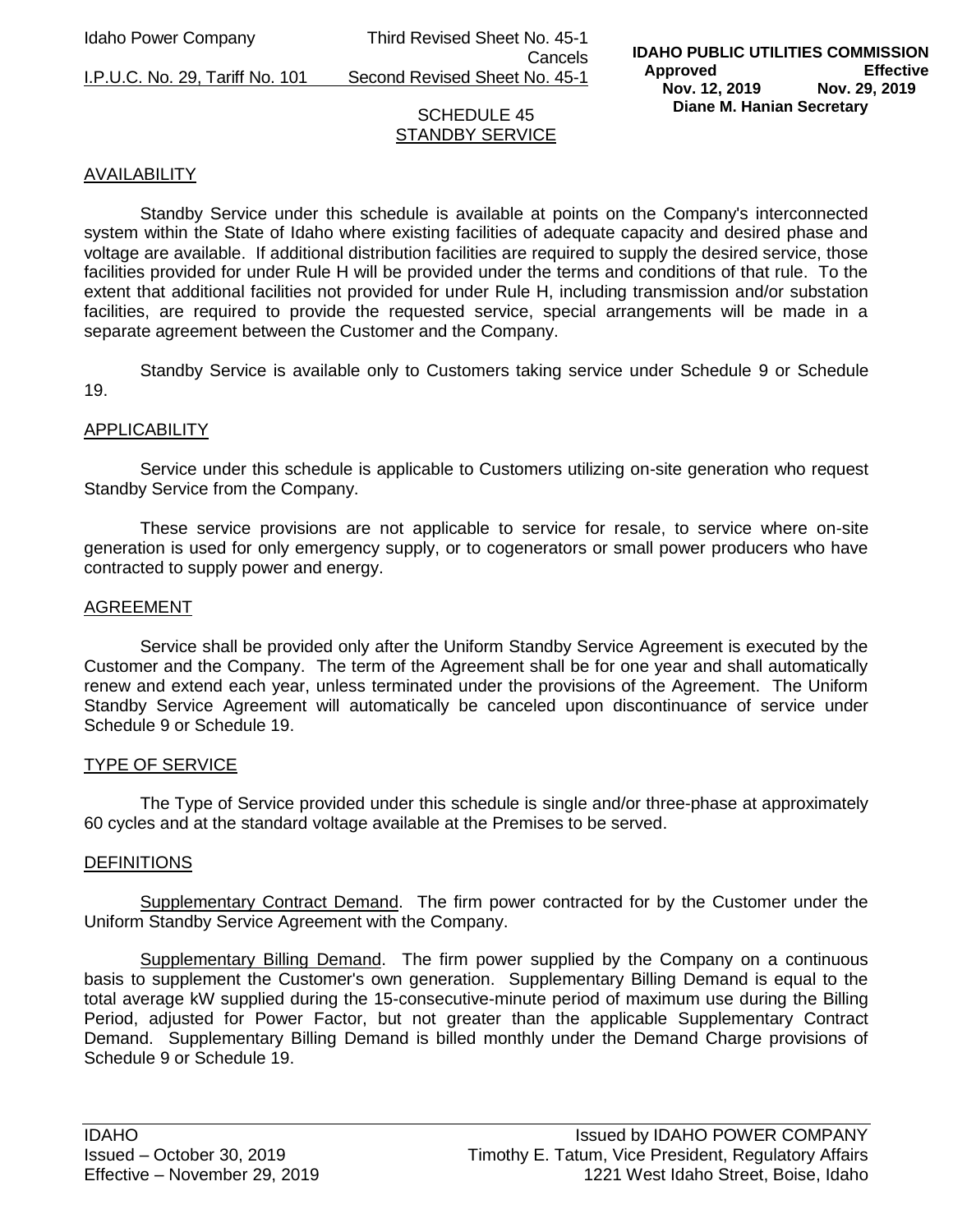# SCHEDULE 45
## STANDBY SERVICE

### AVAILABILITY

Standby Service under this schedule is available at points on the Company's interconnected system within the State of Idaho where existing facilities of adequate capacity and desired phase and voltage are available. If additional distribution facilities are required to supply the desired service, those facilities provided for under Rule H will be provided under the terms and conditions of that rule. To the extent that additional facilities not provided for under Rule H, including transmission and/or substation facilities, are required to provide the requested service, special arrangements will be made in a separate agreement between the Customer and the Company.

Standby Service is available only to Customers taking service under Schedule 9 or Schedule 19.

### APPLICABILITY

Service under this schedule is applicable to Customers utilizing on-site generation who request Standby Service from the Company.

These service provisions are not applicable to service for resale, to service where on-site generation is used for only emergency supply, or to cogenerators or small power producers who have contracted to supply power and energy.

### AGREEMENT

Service shall be provided only after the Uniform Standby Service Agreement is executed by the Customer and the Company. The term of the Agreement shall be for one year and shall automatically renew and extend each year, unless terminated under the provisions of the Agreement. The Uniform Standby Service Agreement will automatically be canceled upon discontinuance of service under Schedule 9 or Schedule 19.

### TYPE OF SERVICE

The Type of Service provided under this schedule is single and/or three-phase at approximately 60 cycles and at the standard voltage available at the Premises to be served.

### DEFINITIONS

Supplementary Contract Demand. The firm power contracted for by the Customer under the Uniform Standby Service Agreement with the Company.

Supplementary Billing Demand. The firm power supplied by the Company on a continuous basis to supplement the Customer's own generation. Supplementary Billing Demand is equal to the total average kW supplied during the 15-consecutive-minute period of maximum use during the Billing Period, adjusted for Power Factor, but not greater than the applicable Supplementary Contract Demand. Supplementary Billing Demand is billed monthly under the Demand Charge provisions of Schedule 9 or Schedule 19.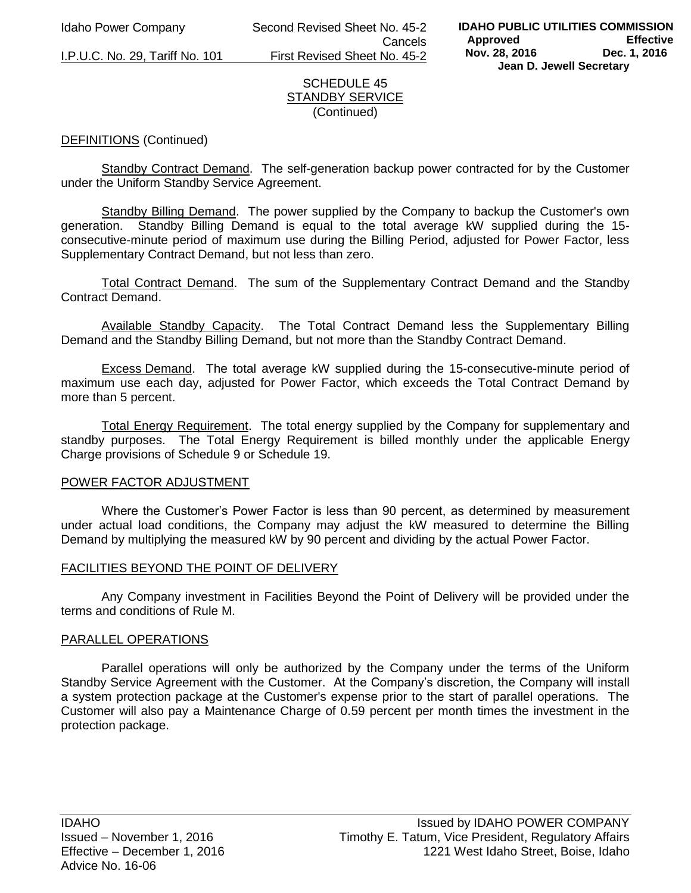SCHEDULE 45
STANDBY SERVICE
(Continued)

DEFINITIONS (Continued)

Standby Contract Demand. The self-generation backup power contracted for by the Customer under the Uniform Standby Service Agreement.

Standby Billing Demand. The power supplied by the Company to backup the Customer's own generation. Standby Billing Demand is equal to the total average kW supplied during the 15-consecutive-minute period of maximum use during the Billing Period, adjusted for Power Factor, less Supplementary Contract Demand, but not less than zero.

Total Contract Demand. The sum of the Supplementary Contract Demand and the Standby Contract Demand.

Available Standby Capacity. The Total Contract Demand less the Supplementary Billing Demand and the Standby Billing Demand, but not more than the Standby Contract Demand.

Excess Demand. The total average kW supplied during the 15-consecutive-minute period of maximum use each day, adjusted for Power Factor, which exceeds the Total Contract Demand by more than 5 percent.

Total Energy Requirement. The total energy supplied by the Company for supplementary and standby purposes. The Total Energy Requirement is billed monthly under the applicable Energy Charge provisions of Schedule 9 or Schedule 19.

POWER FACTOR ADJUSTMENT

Where the Customer's Power Factor is less than 90 percent, as determined by measurement under actual load conditions, the Company may adjust the kW measured to determine the Billing Demand by multiplying the measured kW by 90 percent and dividing by the actual Power Factor.

FACILITIES BEYOND THE POINT OF DELIVERY

Any Company investment in Facilities Beyond the Point of Delivery will be provided under the terms and conditions of Rule M.

PARALLEL OPERATIONS

Parallel operations will only be authorized by the Company under the terms of the Uniform Standby Service Agreement with the Customer. At the Company's discretion, the Company will install a system protection package at the Customer's expense prior to the start of parallel operations. The Customer will also pay a Maintenance Charge of 0.59 percent per month times the investment in the protection package.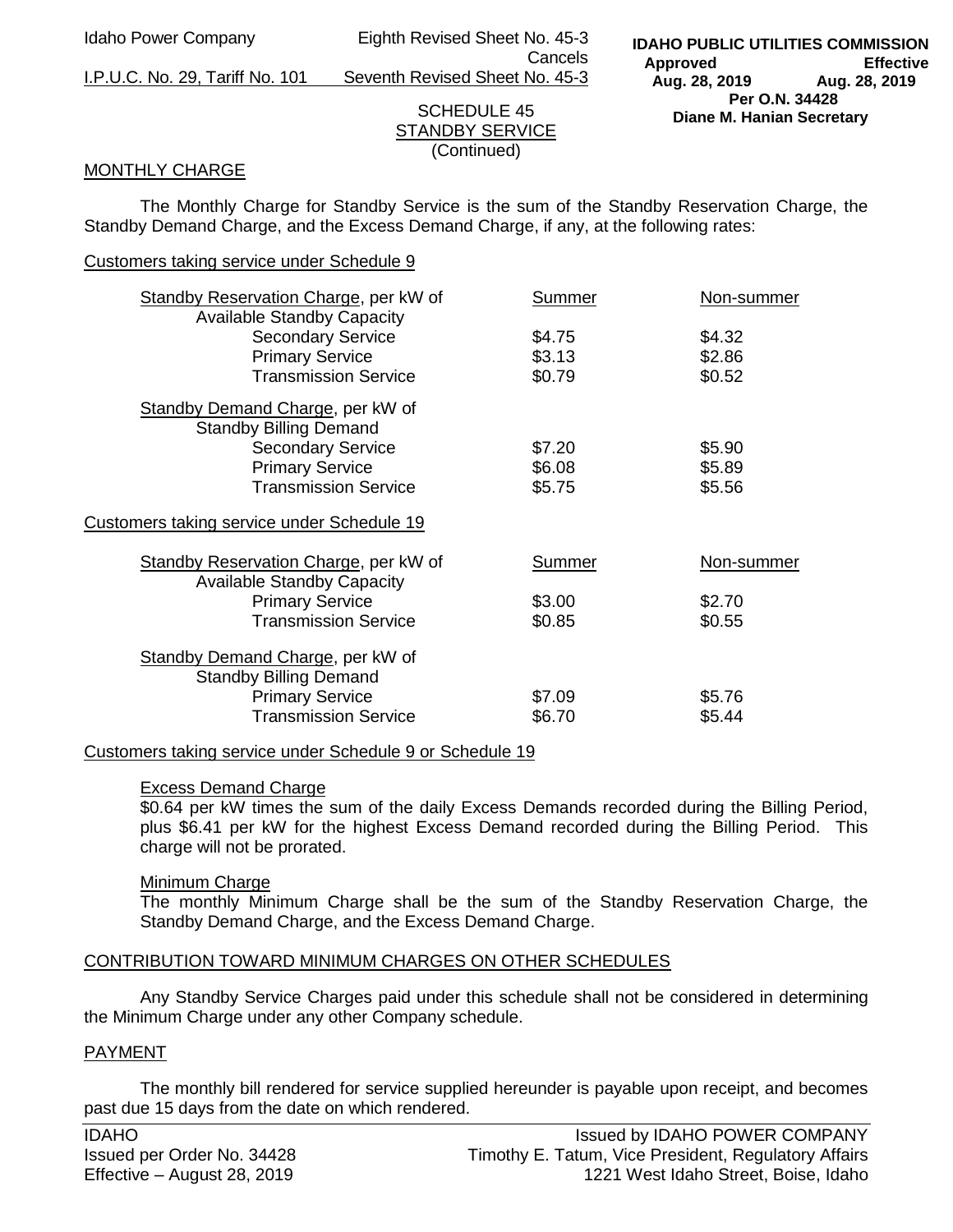SCHEDULE 45
STANDBY SERVICE
(Continued)

## MONTHLY CHARGE

The Monthly Charge for Standby Service is the sum of the Standby Reservation Charge, the Standby Demand Charge, and the Excess Demand Charge, if any, at the following rates:

### Customers taking service under Schedule 9

| | Summer | Non-summer |
|---|---|---|
| Standby Reservation Charge, per kW of Available Standby Capacity | | |
| Secondary Service | \$4.75 | \$4.32 |
| Primary Service | \$3.13 | \$2.86 |
| Transmission Service | \$0.79 | \$0.52 |
| Standby Demand Charge, per kW of Standby Billing Demand | | |
| Secondary Service | \$7.20 | \$5.90 |
| Primary Service | \$6.08 | \$5.89 |
| Transmission Service | \$5.75 | \$5.56 |

### Customers taking service under Schedule 19

| | Summer | Non-summer |
|---|---|---|
| Standby Reservation Charge, per kW of Available Standby Capacity | | |
| Primary Service | \$3.00 | \$2.70 |
| Transmission Service | \$0.85 | \$0.55 |
| Standby Demand Charge, per kW of Standby Billing Demand | | |
| Primary Service | \$7.09 | \$5.76 |
| Transmission Service | \$6.70 | \$5.44 |

### Customers taking service under Schedule 9 or Schedule 19

#### Excess Demand Charge

\$0.64 per kW times the sum of the daily Excess Demands recorded during the Billing Period, plus \$6.41 per kW for the highest Excess Demand recorded during the Billing Period. This charge will not be prorated.

#### Minimum Charge

The monthly Minimum Charge shall be the sum of the Standby Reservation Charge, the Standby Demand Charge, and the Excess Demand Charge.

## CONTRIBUTION TOWARD MINIMUM CHARGES ON OTHER SCHEDULES

Any Standby Service Charges paid under this schedule shall not be considered in determining the Minimum Charge under any other Company schedule.

## PAYMENT

The monthly bill rendered for service supplied hereunder is payable upon receipt, and becomes past due 15 days from the date on which rendered.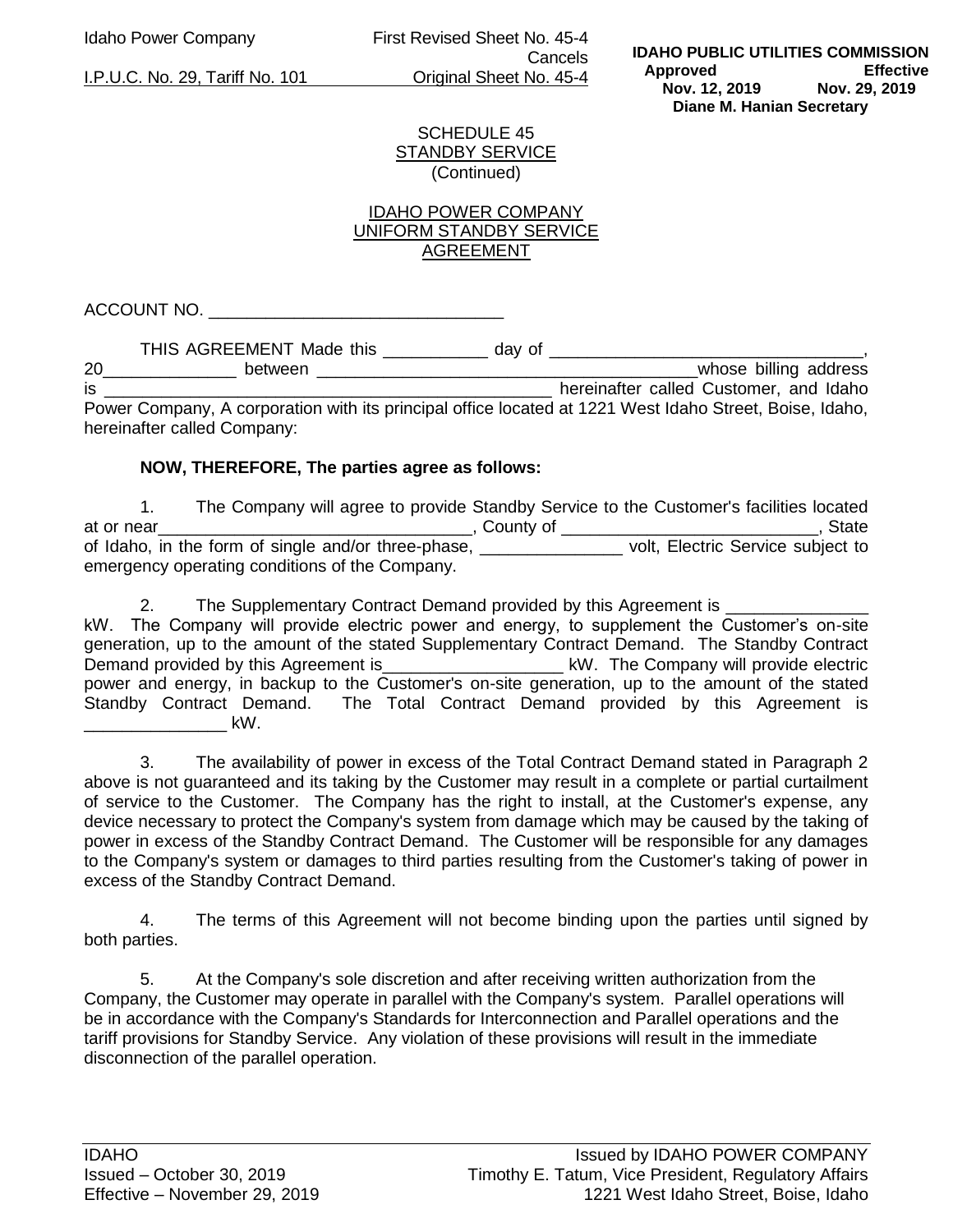SCHEDULE 45
STANDBY SERVICE
(Continued)

IDAHO POWER COMPANY
UNIFORM STANDBY SERVICE
AGREEMENT

ACCOUNT NO. _______________________________

THIS AGREEMENT Made this ___________ day of _________________________________, 20______________ between __________________________________________whose billing address is ________________________________________________ hereinafter called Customer, and Idaho Power Company, A corporation with its principal office located at 1221 West Idaho Street, Boise, Idaho, hereinafter called Company:

**NOW, THEREFORE, The parties agree as follows:**

1. The Company will agree to provide Standby Service to the Customer's facilities located at or near_________________________________, County of ___________________________, State of Idaho, in the form of single and/or three-phase, _______________ volt, Electric Service subject to emergency operating conditions of the Company.

2. The Supplementary Contract Demand provided by this Agreement is _______________ kW. The Company will provide electric power and energy, to supplement the Customer's on-site generation, up to the amount of the stated Supplementary Contract Demand. The Standby Contract Demand provided by this Agreement is___________________ kW. The Company will provide electric power and energy, in backup to the Customer's on-site generation, up to the amount of the stated Standby Contract Demand. The Total Contract Demand provided by this Agreement is _______________ kW.

3. The availability of power in excess of the Total Contract Demand stated in Paragraph 2 above is not guaranteed and its taking by the Customer may result in a complete or partial curtailment of service to the Customer. The Company has the right to install, at the Customer's expense, any device necessary to protect the Company's system from damage which may be caused by the taking of power in excess of the Standby Contract Demand. The Customer will be responsible for any damages to the Company's system or damages to third parties resulting from the Customer's taking of power in excess of the Standby Contract Demand.

4. The terms of this Agreement will not become binding upon the parties until signed by both parties.

5. At the Company's sole discretion and after receiving written authorization from the Company, the Customer may operate in parallel with the Company's system. Parallel operations will be in accordance with the Company's Standards for Interconnection and Parallel operations and the tariff provisions for Standby Service. Any violation of these provisions will result in the immediate disconnection of the parallel operation.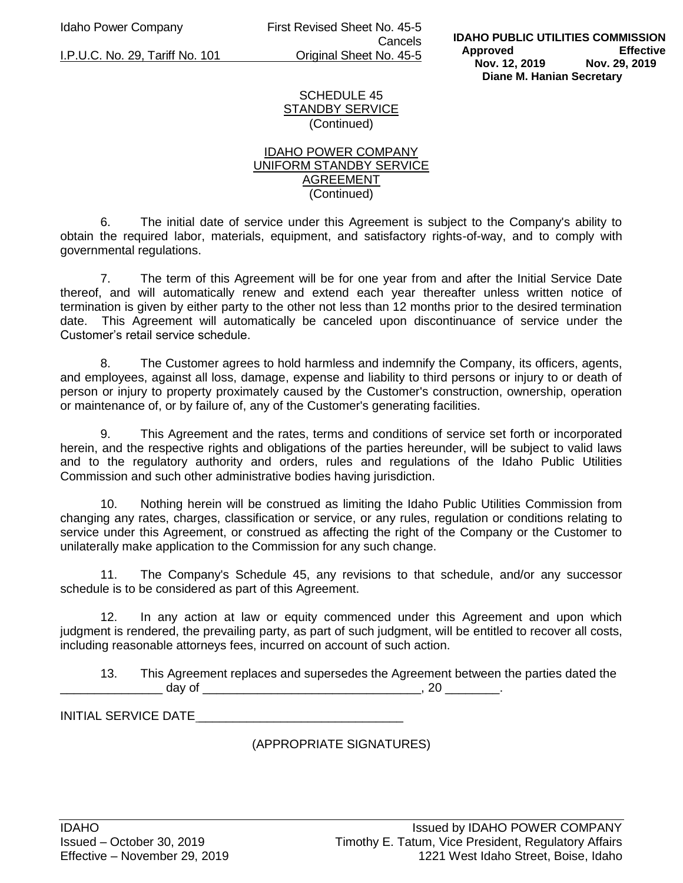SCHEDULE 45
STANDBY SERVICE
(Continued)

IDAHO POWER COMPANY
UNIFORM STANDBY SERVICE
AGREEMENT
(Continued)

6. The initial date of service under this Agreement is subject to the Company's ability to obtain the required labor, materials, equipment, and satisfactory rights-of-way, and to comply with governmental regulations.

7. The term of this Agreement will be for one year from and after the Initial Service Date thereof, and will automatically renew and extend each year thereafter unless written notice of termination is given by either party to the other not less than 12 months prior to the desired termination date. This Agreement will automatically be canceled upon discontinuance of service under the Customer's retail service schedule.

8. The Customer agrees to hold harmless and indemnify the Company, its officers, agents, and employees, against all loss, damage, expense and liability to third persons or injury to or death of person or injury to property proximately caused by the Customer's construction, ownership, operation or maintenance of, or by failure of, any of the Customer's generating facilities.

9. This Agreement and the rates, terms and conditions of service set forth or incorporated herein, and the respective rights and obligations of the parties hereunder, will be subject to valid laws and to the regulatory authority and orders, rules and regulations of the Idaho Public Utilities Commission and such other administrative bodies having jurisdiction.

10. Nothing herein will be construed as limiting the Idaho Public Utilities Commission from changing any rates, charges, classification or service, or any rules, regulation or conditions relating to service under this Agreement, or construed as affecting the right of the Company or the Customer to unilaterally make application to the Commission for any such change.

11. The Company's Schedule 45, any revisions to that schedule, and/or any successor schedule is to be considered as part of this Agreement.

12. In any action at law or equity commenced under this Agreement and upon which judgment is rendered, the prevailing party, as part of such judgment, will be entitled to recover all costs, including reasonable attorneys fees, incurred on account of such action.

13. This Agreement replaces and supersedes the Agreement between the parties dated the _______________ day of ________________________________, 20 ________.

INITIAL SERVICE DATE______________________________

(APPROPRIATE SIGNATURES)